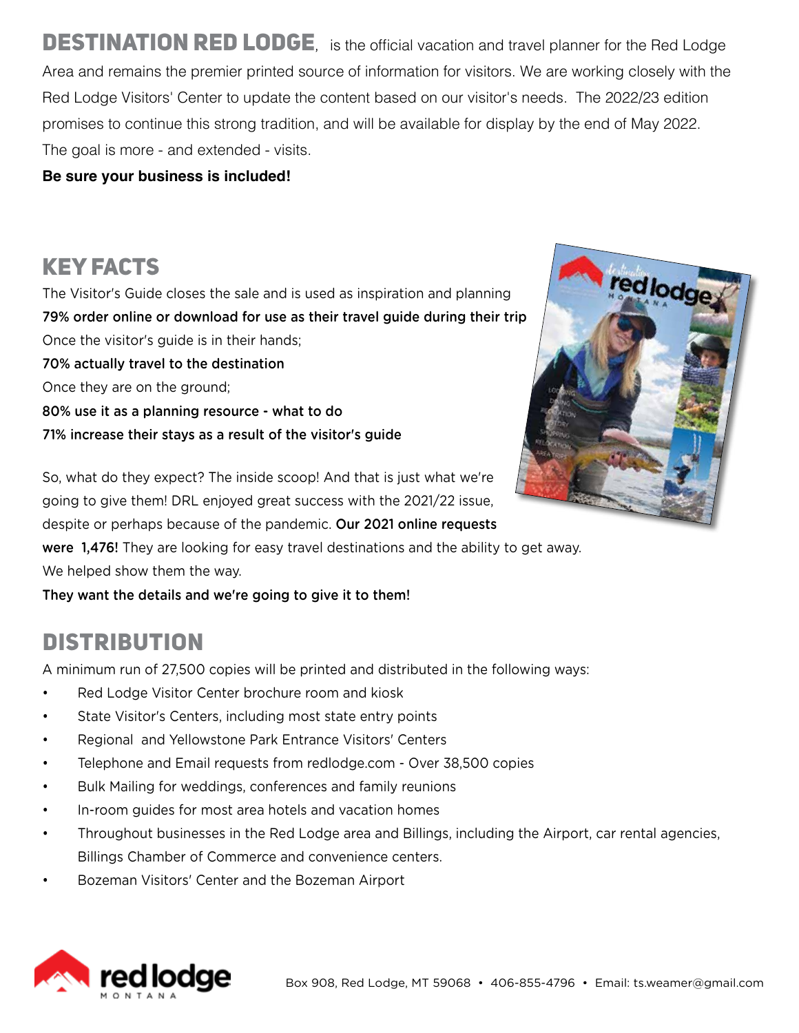**DESTINATION RED LODGE**, is the official vacation and travel planner for the Red Lodge Area and remains the premier printed source of information for visitors. We are working closely with the Red Lodge Visitors' Center to update the content based on our visitor's needs. The 2022/23 edition promises to continue this strong tradition, and will be available for display by the end of May 2022. The goal is more - and extended - visits.

**Be sure your business is included!**

## KEY FACTS

The Visitor's Guide closes the sale and is used as inspiration and planning

**79% order online or download for use as their travel guide during their trip**

Once the visitor's guide is in their hands;

**70% actually travel to the destination**

Once they are on the ground;

**80% use it as a planning resource - what to do**

**71% increase their stays as a result of the visitor's guide**

So, what do they expect? The inside scoop! And that is just what we're going to give them! DRL enjoyed great success with the 2021/22 issue, despite or perhaps because of the pandemic. **Our 2021 online requests were 1,476!** They are looking for easy travel destinations and the ability to get away. We helped show them the way.

**They want the details and we're going to give it to them!**

## DISTRIBUTION

A minimum run of 27,500 copies will be printed and distributed in the following ways:

- Red Lodge Visitor Center brochure room and kiosk
- State Visitor's Centers, including most state entry points
- Regional and Yellowstone Park Entrance Visitors' Centers
- Telephone and Email requests from redlodge.com - Over 38,500 copies
- Bulk Mailing for weddings, conferences and family reunions
- In-room guides for most area hotels and vacation homes
- Throughout businesses in the Red Lodge area and Billings, including the Airport, car rental agencies, Billings Chamber of Commerce and convenience centers.
- Bozeman Visitors' Center and the Bozeman Airport

Box 908, Red Lodge, MT 59068 • 406-855-4796 • Email: ts.weamer@gmail.com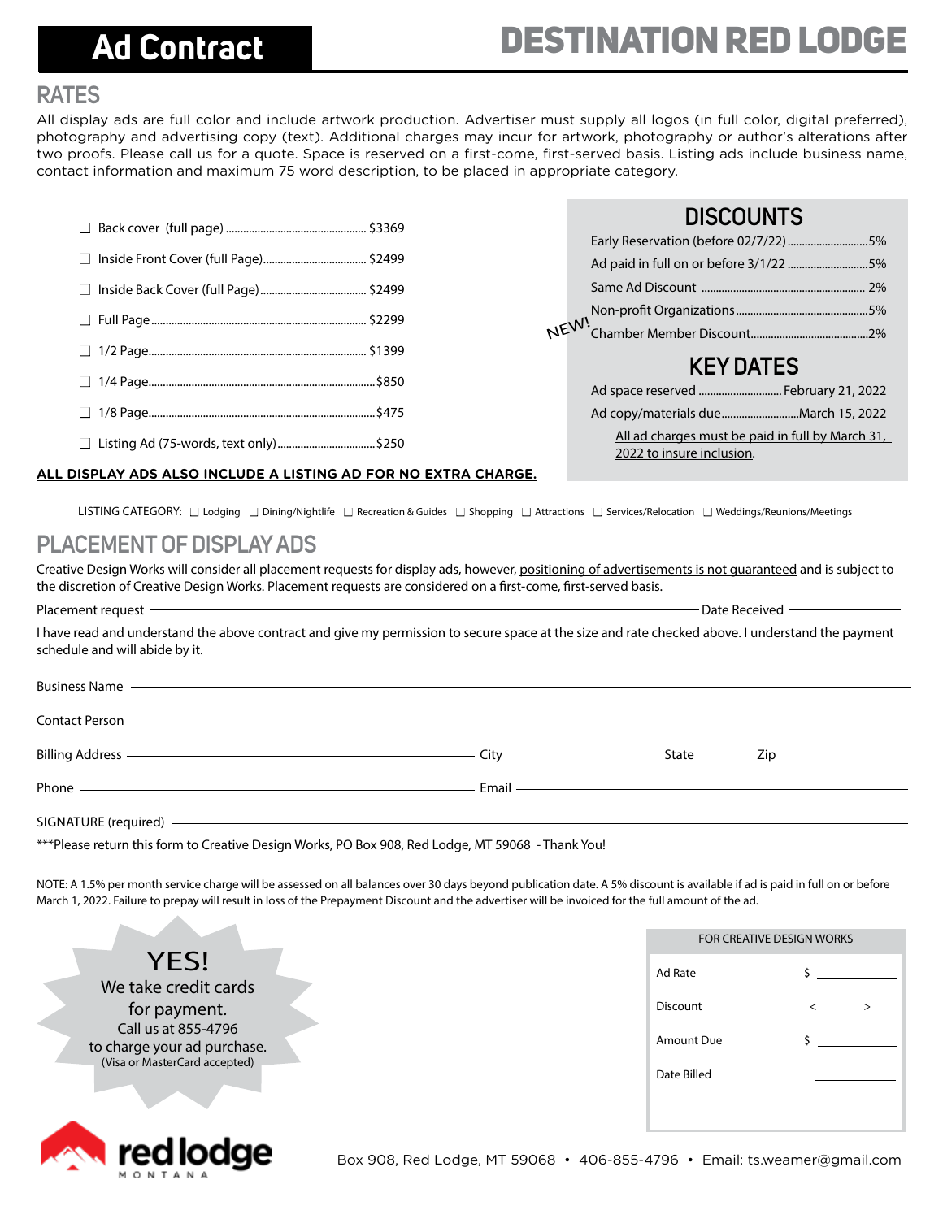# Ad Contract

# DESTINATION RED LODGE

## RATES

All display ads are full color and include artwork production. Advertiser must supply all logos (in full color, digital preferred), photography and advertising copy (text). Additional charges may incur for artwork, photography or author's alterations after two proofs. Please call us for a quote. Space is reserved on a first-come, first-served basis. Listing ads include business name, contact information and maximum 75 word description, to be placed in appropriate category.

- ☐ Back cover (full page) ............ $3369
- ☐ Inside Front Cover (full Page) ............ $2499
- ☐ Inside Back Cover (full Page) ............ $2499
- ☐ Full Page ............ $2299
- ☐ 1/2 Page ............ $1399
- ☐ 1/4 Page ............ $850
- ☐ 1/8 Page ............ $475
- ☐ Listing Ad (75-words, text only) ............ $250

**ALL DISPLAY ADS ALSO INCLUDE A LISTING AD FOR NO EXTRA CHARGE.**

## DISCOUNTS

- Early Reservation (before 02/7/22) ............ 5%
- Ad paid in full on or before 3/1/22 ............ 5%
- Same Ad Discount ............ 2%
- Non-profit Organizations ............ 5%
- NEW! Chamber Member Discount ............ 2%

## KEY DATES

- Ad space reserved ............ February 21, 2022
- Ad copy/materials due ............ March 15, 2022

All ad charges must be paid in full by March 31, 2022 to insure inclusion.

LISTING CATEGORY: ☐ Lodging ☐ Dining/Nightlife ☐ Recreation & Guides ☐ Shopping ☐ Attractions ☐ Services/Relocation ☐ Weddings/Reunions/Meetings

## PLACEMENT OF DISPLAY ADS

Creative Design Works will consider all placement requests for display ads, however, positioning of advertisements is not guaranteed and is subject to the discretion of Creative Design Works. Placement requests are considered on a first-come, first-served basis.

Placement request ______________________ Date Received ____________

I have read and understand the above contract and give my permission to secure space at the size and rate checked above. I understand the payment schedule and will abide by it.

Business Name ______________________

Contact Person ______________________

Billing Address ______________________ City ____________ State ________ Zip ________

Phone ______________________ Email ______________________

SIGNATURE (required) ______________________

***Please return this form to Creative Design Works, PO Box 908, Red Lodge, MT 59068 - Thank You!

NOTE: A 1.5% per month service charge will be assessed on all balances over 30 days beyond publication date. A 5% discount is available if ad is paid in full on or before March 1, 2022. Failure to prepay will result in loss of the Prepayment Discount and the advertiser will be invoiced for the full amount of the ad.

YES!
We take credit cards for payment.
Call us at 855-4796 to charge your ad purchase.
(Visa or MasterCard accepted)

| FOR CREATIVE DESIGN WORKS | |
|---|---|
| Ad Rate | $ ________ |
| Discount | < ________ > |
| Amount Due | $ ________ |
| Date Billed | ________ |

red lodge MONTANA

Box 908, Red Lodge, MT 59068 • 406-855-4796 • Email: ts.weamer@gmail.com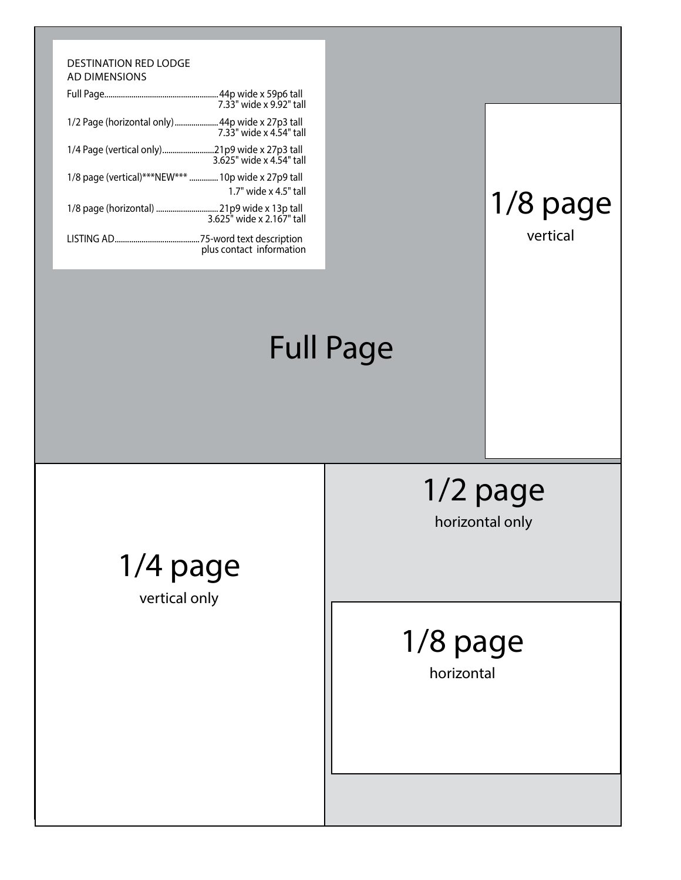## DESTINATION RED LODGE AD DIMENSIONS

| Ad Size | Dimensions |
|---|---|
| Full Page | 44p wide x 59p6 tall<br>7.33" wide x 9.92" tall |
| 1/2 Page (horizontal only) | 44p wide x 27p3 tall<br>7.33" wide x 4.54" tall |
| 1/4 Page (vertical only) | 21p9 wide x 27p3 tall<br>3.625" wide x 4.54" tall |
| 1/8 page (vertical)***NEW*** | 10p wide x 27p9 tall<br>1.7" wide x 4.5" tall |
| 1/8 page (horizontal) | 21p9 wide x 13p tall<br>3.625" wide x 2.167" tall |
| LISTING AD | 75-word text description<br>plus contact information |

Full Page

1/8 page
vertical

1/4 page
vertical only

1/2 page
horizontal only

1/8 page
horizontal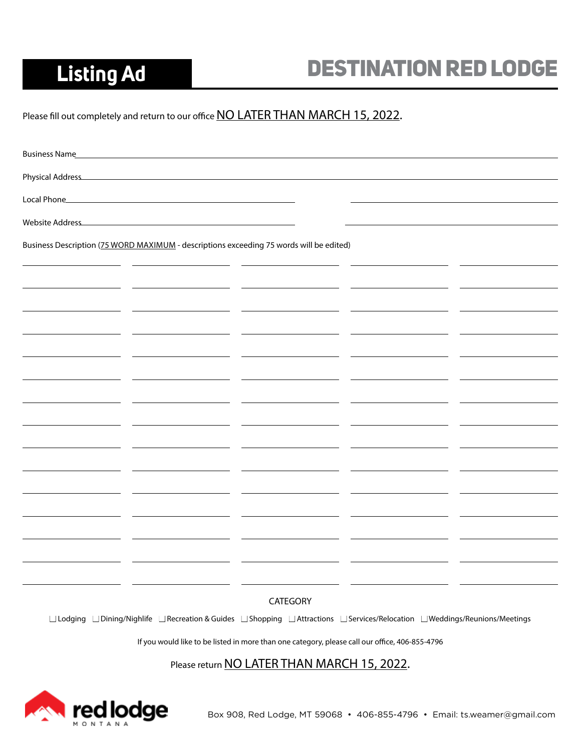# Listing Ad

## DESTINATION RED LODGE

Please fill out completely and return to our office NO LATER THAN MARCH 15, 2022.

Business Name\_\_\_\_\_\_\_\_\_\_\_\_\_\_\_\_\_\_\_\_\_\_\_\_\_\_\_\_\_\_\_\_\_\_\_\_\_\_\_\_\_\_\_\_\_\_\_\_

Physical Address\_\_\_\_\_\_\_\_\_\_\_\_\_\_\_\_\_\_\_\_\_\_\_\_\_\_\_\_\_\_\_\_\_\_\_\_\_\_\_\_\_\_\_\_\_\_\_\_

Local Phone\_\_\_\_\_\_\_\_\_\_\_\_\_\_\_\_\_\_\_\_\_\_\_\_\_\_\_\_ \_\_\_\_\_\_\_\_\_\_\_\_\_\_\_\_\_\_\_\_\_\_\_\_\_\_\_\_

Website Address\_\_\_\_\_\_\_\_\_\_\_\_\_\_\_\_\_\_\_\_\_\_\_\_\_\_\_\_ \_\_\_\_\_\_\_\_\_\_\_\_\_\_\_\_\_\_\_\_\_\_\_\_\_\_\_\_

Business Description (75 WORD MAXIMUM - descriptions exceeding 75 words will be edited)

| | | | | |
|---|---|---|---|---|
| | | | | |
| | | | | |
| | | | | |
| | | | | |
| | | | | |
| | | | | |
| | | | | |
| | | | | |
| | | | | |
| | | | | |
| | | | | |
| | | | | |
| | | | | |
| | | | | |

CATEGORY

☐ Lodging ☐ Dining/Nighlife ☐ Recreation & Guides ☐ Shopping ☐ Attractions ☐ Services/Relocation ☐ Weddings/Reunions/Meetings

If you would like to be listed in more than one category, please call our office, 406-855-4796

Please return NO LATER THAN MARCH 15, 2022.

red lodge MONTANA

Box 908, Red Lodge, MT 59068 • 406-855-4796 • Email: ts.weamer@gmail.com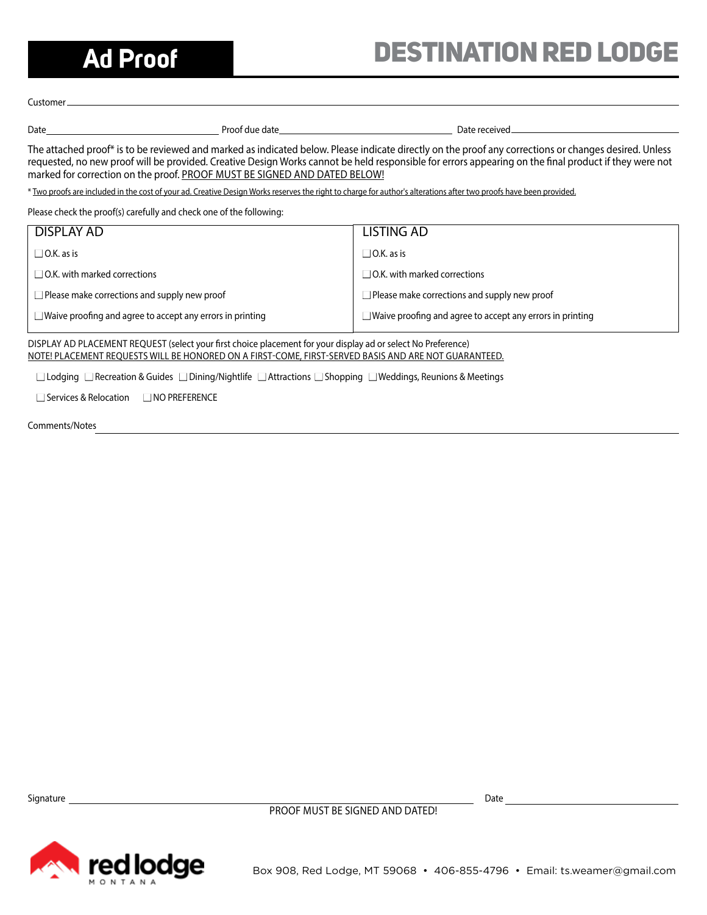# Ad Proof

# DESTINATION RED LODGE

Customer \_\_\_\_\_\_\_\_\_\_\_\_\_\_\_\_\_\_\_\_\_\_\_\_\_\_\_\_\_\_\_\_\_\_\_\_\_\_\_\_

Date \_\_\_\_\_\_\_\_\_\_\_\_\_\_\_\_\_\_\_\_ Proof due date \_\_\_\_\_\_\_\_\_\_\_\_\_\_\_\_\_\_\_\_ Date received \_\_\_\_\_\_\_\_\_\_\_\_\_\_\_\_\_\_\_\_

The attached proof* is to be reviewed and marked as indicated below. Please indicate directly on the proof any corrections or changes desired. Unless requested, no new proof will be provided. Creative Design Works cannot be held responsible for errors appearing on the final product if they were not marked for correction on the proof. <u>PROOF MUST BE SIGNED AND DATED BELOW!</u>

\* <u>Two proofs are included in the cost of your ad. Creative Design Works reserves the right to charge for author's alterations after two proofs have been provided.</u>

Please check the proof(s) carefully and check one of the following:

| DISPLAY AD | LISTING AD |
|---|---|
| ☐ O.K. as is | ☐ O.K. as is |
| ☐ O.K. with marked corrections | ☐ O.K. with marked corrections |
| ☐ Please make corrections and supply new proof | ☐ Please make corrections and supply new proof |
| ☐ Waive proofing and agree to accept any errors in printing | ☐ Waive proofing and agree to accept any errors in printing |

DISPLAY AD PLACEMENT REQUEST (select your first choice placement for your display ad or select No Preference)
<u>NOTE! PLACEMENT REQUESTS WILL BE HONORED ON A FIRST-COME, FIRST-SERVED BASIS AND ARE NOT GUARANTEED.</u>

☐ Lodging ☐ Recreation & Guides ☐ Dining/Nightlife ☐ Attractions ☐ Shopping ☐ Weddings, Reunions & Meetings

☐ Services & Relocation ☐ NO PREFERENCE

Comments/Notes \_\_\_\_\_\_\_\_\_\_\_\_\_\_\_\_\_\_\_\_\_\_\_\_\_\_\_\_\_\_\_\_\_\_\_\_\_\_\_\_

Signature \_\_\_\_\_\_\_\_\_\_\_\_\_\_\_\_\_\_\_\_\_\_\_\_\_\_\_\_\_\_\_\_ Date \_\_\_\_\_\_\_\_\_\_\_\_\_\_\_\_\_\_\_\_

PROOF MUST BE SIGNED AND DATED!

red lodge MONTANA

Box 908, Red Lodge, MT 59068 • 406-855-4796 • Email: ts.weamer@gmail.com